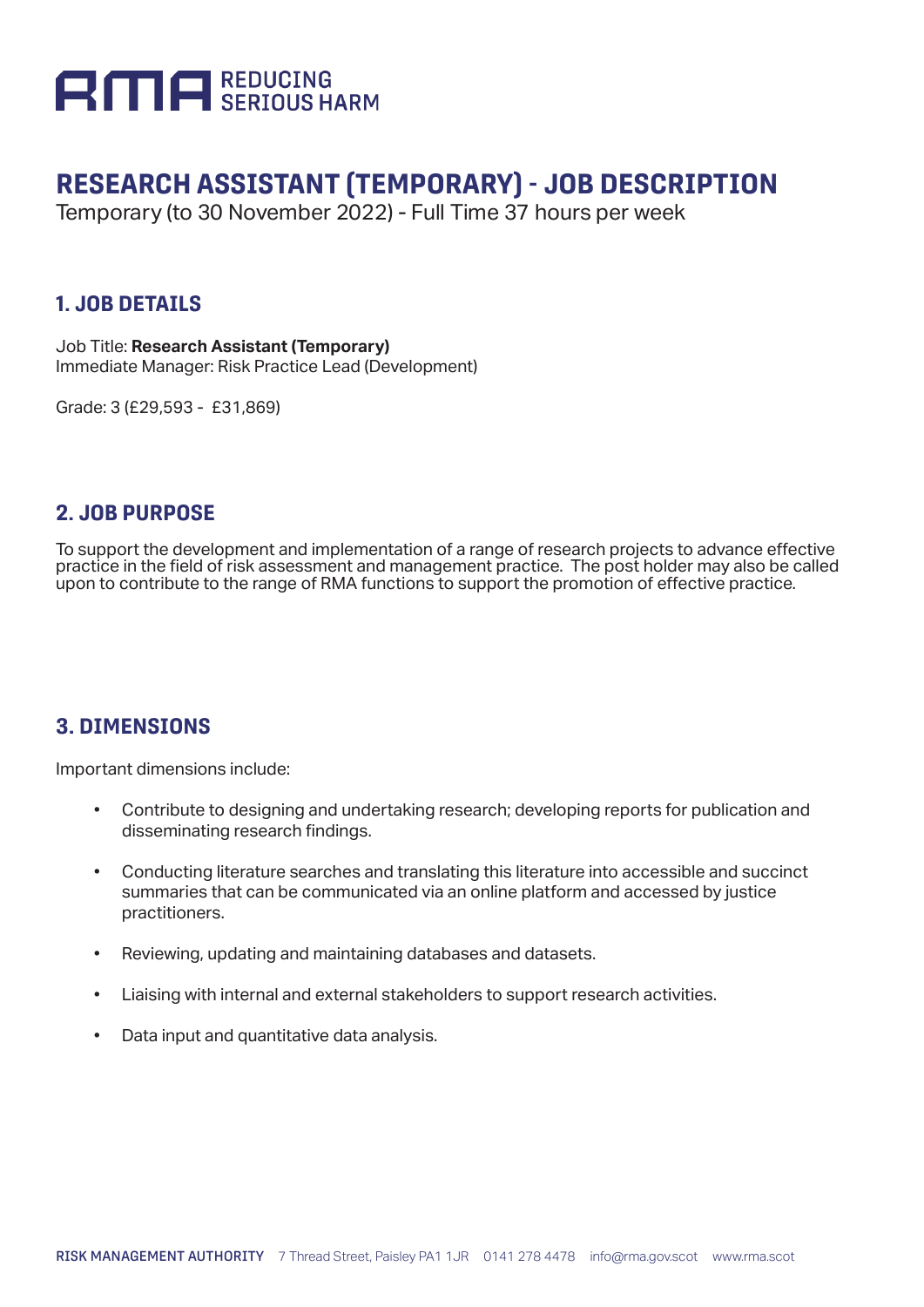RMA REDUCING SERIOUS HARM

# RESEARCH ASSISTANT (TEMPORARY) - JOB DESCRIPTION

Temporary (to 30 November 2022) - Full Time 37 hours per week

## 1. JOB DETAILS

Job Title: **Research Assistant (Temporary)**
Immediate Manager: Risk Practice Lead (Development)

Grade: 3 (£29,593 - £31,869)

## 2. JOB PURPOSE

To support the development and implementation of a range of research projects to advance effective practice in the field of risk assessment and management practice. The post holder may also be called upon to contribute to the range of RMA functions to support the promotion of effective practice.

## 3. DIMENSIONS

Important dimensions include:

- Contribute to designing and undertaking research; developing reports for publication and disseminating research findings.
- Conducting literature searches and translating this literature into accessible and succinct summaries that can be communicated via an online platform and accessed by justice practitioners.
- Reviewing, updating and maintaining databases and datasets.
- Liaising with internal and external stakeholders to support research activities.
- Data input and quantitative data analysis.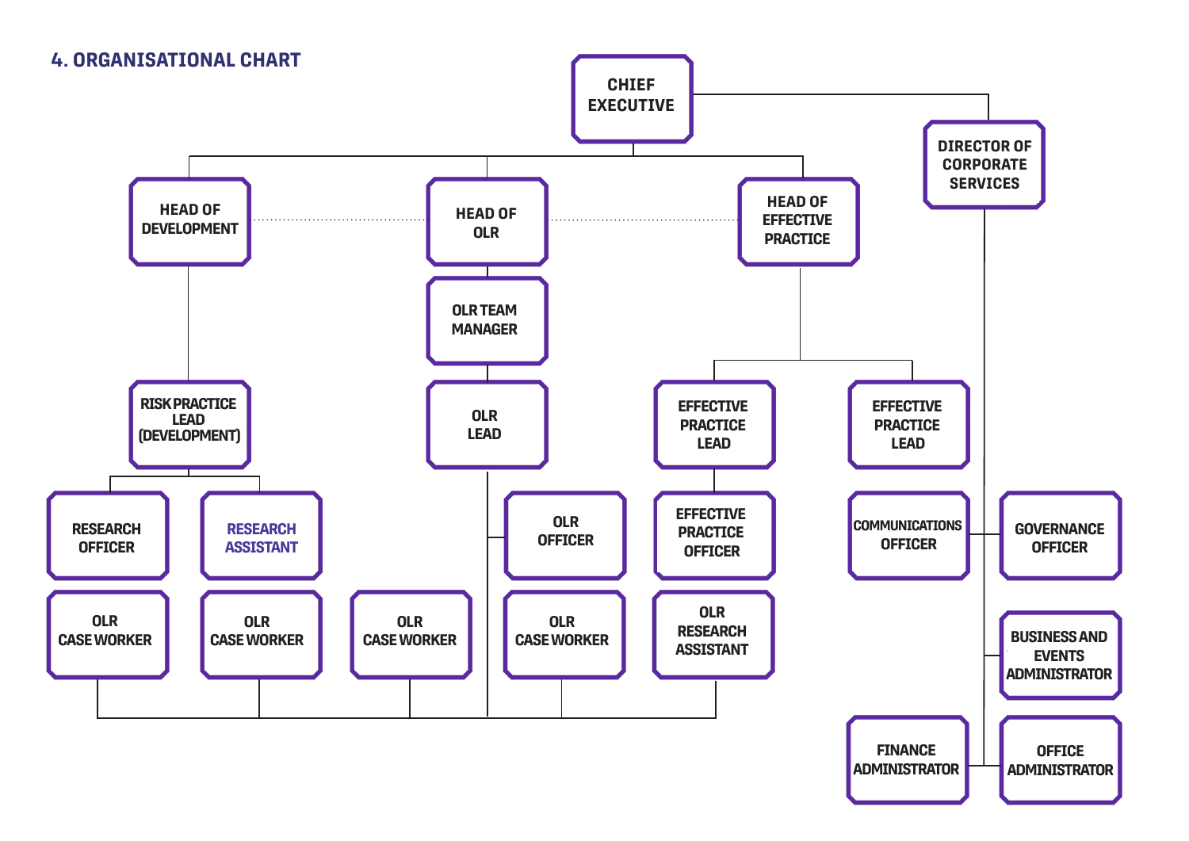## 4. ORGANISATIONAL CHART

- CHIEF EXECUTIVE
  - HEAD OF DEVELOPMENT
    - RISK PRACTICE LEAD (DEVELOPMENT)
      - RESEARCH OFFICER
      - RESEARCH ASSISTANT
  - HEAD OF OLR
    - OLR TEAM MANAGER
      - OLR LEAD
        - OLR OFFICER
        - OLR CASE WORKER
        - OLR CASE WORKER
        - OLR CASE WORKER
        - OLR CASE WORKER
        - OLR RESEARCH ASSISTANT
  - HEAD OF EFFECTIVE PRACTICE
    - EFFECTIVE PRACTICE LEAD
      - EFFECTIVE PRACTICE OFFICER
    - EFFECTIVE PRACTICE LEAD
  - DIRECTOR OF CORPORATE SERVICES
    - COMMUNICATIONS OFFICER
    - GOVERNANCE OFFICER
    - BUSINESS AND EVENTS ADMINISTRATOR
    - FINANCE ADMINISTRATOR
    - OFFICE ADMINISTRATOR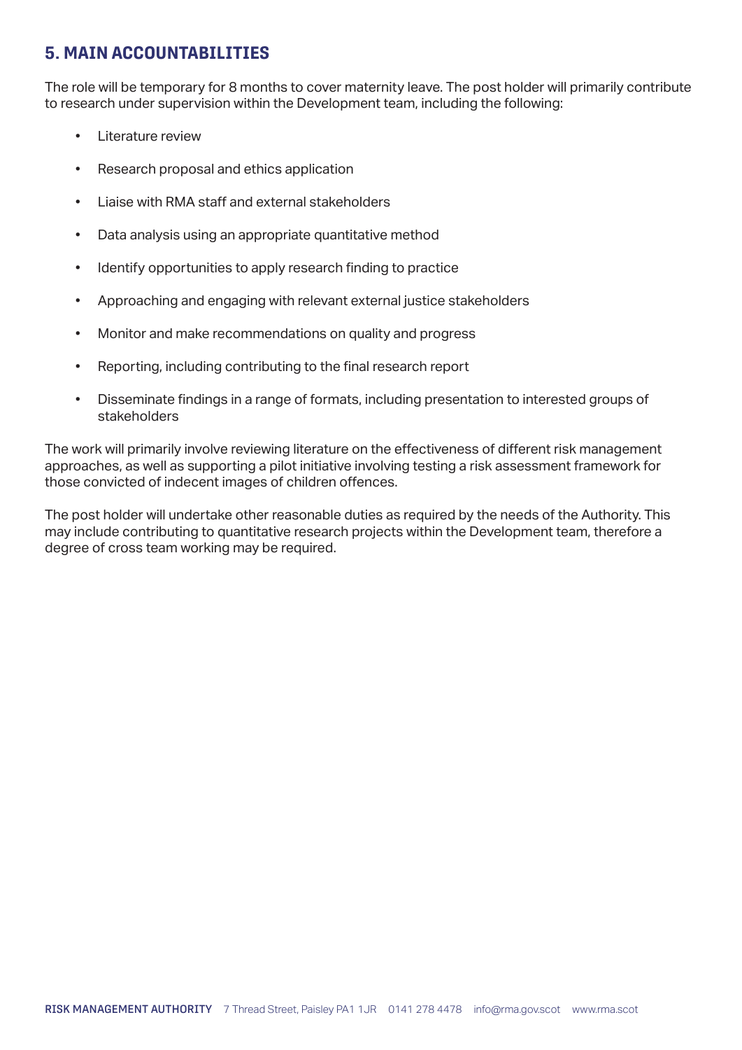## 5. MAIN ACCOUNTABILITIES

The role will be temporary for 8 months to cover maternity leave. The post holder will primarily contribute to research under supervision within the Development team, including the following:

- Literature review
- Research proposal and ethics application
- Liaise with RMA staff and external stakeholders
- Data analysis using an appropriate quantitative method
- Identify opportunities to apply research finding to practice
- Approaching and engaging with relevant external justice stakeholders
- Monitor and make recommendations on quality and progress
- Reporting, including contributing to the final research report
- Disseminate findings in a range of formats, including presentation to interested groups of stakeholders

The work will primarily involve reviewing literature on the effectiveness of different risk management approaches, as well as supporting a pilot initiative involving testing a risk assessment framework for those convicted of indecent images of children offences.

The post holder will undertake other reasonable duties as required by the needs of the Authority. This may include contributing to quantitative research projects within the Development team, therefore a degree of cross team working may be required.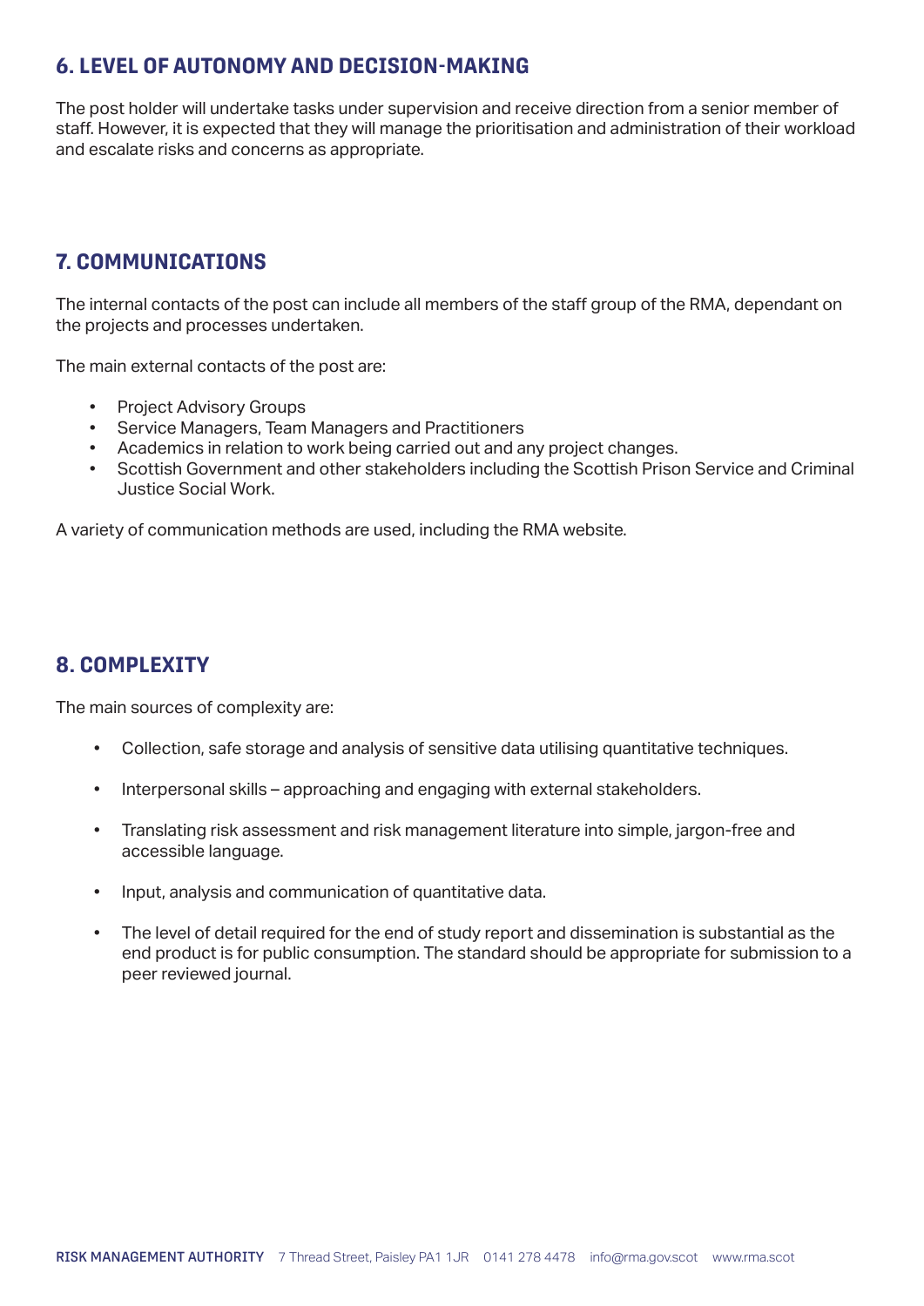## 6. LEVEL OF AUTONOMY AND DECISION-MAKING

The post holder will undertake tasks under supervision and receive direction from a senior member of staff. However, it is expected that they will manage the prioritisation and administration of their workload and escalate risks and concerns as appropriate.

## 7. COMMUNICATIONS

The internal contacts of the post can include all members of the staff group of the RMA, dependant on the projects and processes undertaken.

The main external contacts of the post are:

- Project Advisory Groups
- Service Managers, Team Managers and Practitioners
- Academics in relation to work being carried out and any project changes.
- Scottish Government and other stakeholders including the Scottish Prison Service and Criminal Justice Social Work.

A variety of communication methods are used, including the RMA website.

## 8. COMPLEXITY

The main sources of complexity are:

- Collection, safe storage and analysis of sensitive data utilising quantitative techniques.
- Interpersonal skills – approaching and engaging with external stakeholders.
- Translating risk assessment and risk management literature into simple, jargon-free and accessible language.
- Input, analysis and communication of quantitative data.
- The level of detail required for the end of study report and dissemination is substantial as the end product is for public consumption. The standard should be appropriate for submission to a peer reviewed journal.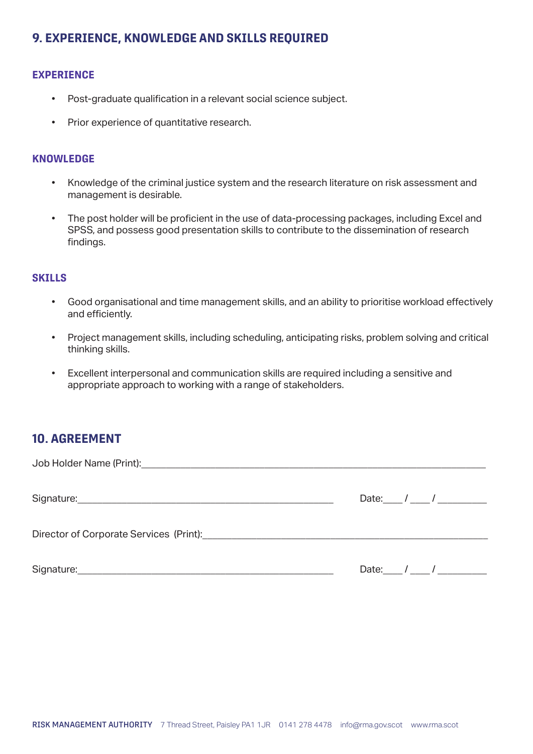## 9. EXPERIENCE, KNOWLEDGE AND SKILLS REQUIRED

### EXPERIENCE

- Post-graduate qualification in a relevant social science subject.
- Prior experience of quantitative research.

### KNOWLEDGE

- Knowledge of the criminal justice system and the research literature on risk assessment and management is desirable.
- The post holder will be proficient in the use of data-processing packages, including Excel and SPSS, and possess good presentation skills to contribute to the dissemination of research findings.

### SKILLS

- Good organisational and time management skills, and an ability to prioritise workload effectively and efficiently.
- Project management skills, including scheduling, anticipating risks, problem solving and critical thinking skills.
- Excellent interpersonal and communication skills are required including a sensitive and appropriate approach to working with a range of stakeholders.

## 10. AGREEMENT

Job Holder Name (Print):____________________________________________________________

Signature:_____________________________________________ Date:____ / ____ / _________

Director of Corporate Services (Print):_____________________________________________

Signature:_____________________________________________ Date:____ / ____ / _________

RISK MANAGEMENT AUTHORITY 7 Thread Street, Paisley PA1 1JR 0141 278 4478 info@rma.gov.scot www.rma.scot